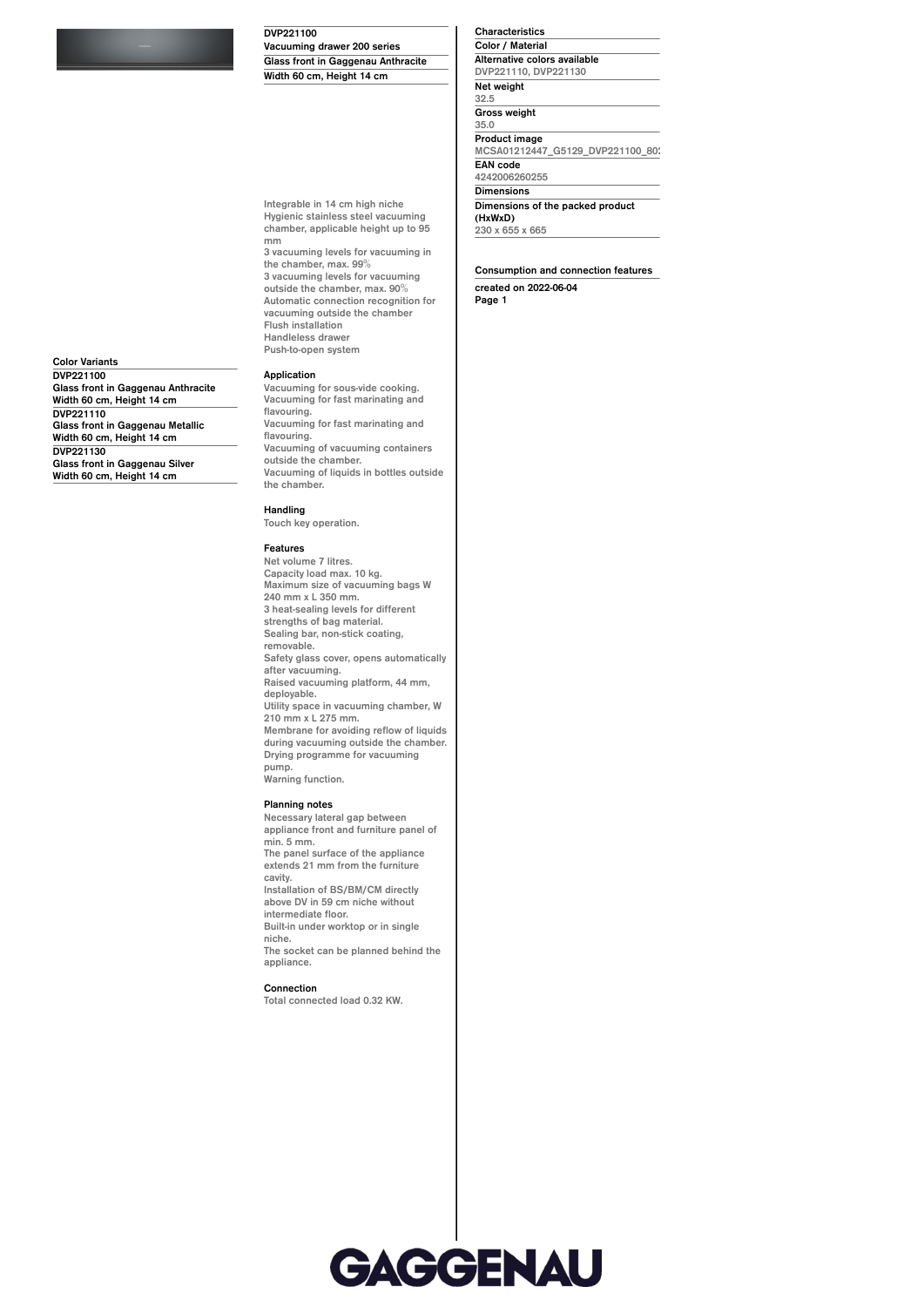# DVP221100

**Vacuuming drawer 200 series**

**Glass front in Gaggenau Anthracite**

**Width 60 cm, Height 14 cm**

Integrable in 14 cm high niche
Hygienic stainless steel vacuuming chamber, applicable height up to 95 mm
3 vacuuming levels for vacuuming in the chamber, max. 99%
3 vacuuming levels for vacuuming outside the chamber, max. 90%
Automatic connection recognition for vacuuming outside the chamber
Flush installation
Handleless drawer
Push-to-open system

### Application

Vacuuming for sous-vide cooking.
Vacuuming for fast marinating and flavouring.
Vacuuming for fast marinating and flavouring.
Vacuuming of vacuuming containers outside the chamber.
Vacuuming of liquids in bottles outside the chamber.

### Handling

Touch key operation.

### Features

Net volume 7 litres.
Capacity load max. 10 kg.
Maximum size of vacuuming bags W 240 mm x L 350 mm.
3 heat-sealing levels for different strengths of bag material.
Sealing bar, non-stick coating, removable.
Safety glass cover, opens automatically after vacuuming.
Raised vacuuming platform, 44 mm, deployable.
Utility space in vacuuming chamber, W 210 mm x L 275 mm.
Membrane for avoiding reflow of liquids during vacuuming outside the chamber.
Drying programme for vacuuming pump.
Warning function.

### Planning notes

Necessary lateral gap between appliance front and furniture panel of min. 5 mm.
The panel surface of the appliance extends 21 mm from the furniture cavity.
Installation of BS/BM/CM directly above DV in 59 cm niche without intermediate floor.
Built-in under worktop or in single niche.
The socket can be planned behind the appliance.

### Connection

Total connected load 0.32 KW.

### Color Variants

**DVP221100**
Glass front in Gaggenau Anthracite
Width 60 cm, Height 14 cm

**DVP221110**
Glass front in Gaggenau Metallic
Width 60 cm, Height 14 cm

**DVP221130**
Glass front in Gaggenau Silver
Width 60 cm, Height 14 cm

### Characteristics

**Color / Material**

**Alternative colors available**
DVP221110, DVP221130

**Net weight**
32.5

**Gross weight**
35.0

**Product image**
MCSA01212447_G5129_DVP221100_80

**EAN code**
4242006260255

**Dimensions**

**Dimensions of the packed product (HxWxD)**
230 x 655 x 665

### Consumption and connection features

created on 2022-06-04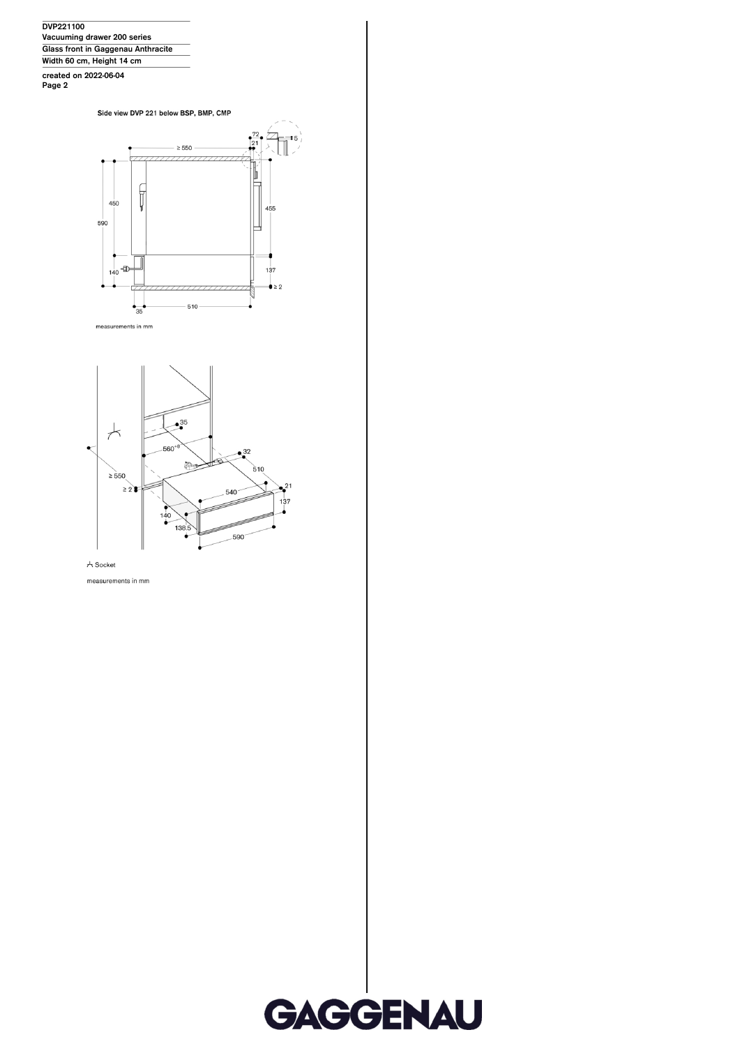DVP221100
Vacuuming drawer 200 series
Glass front in Gaggenau Anthracite
Width 60 cm, Height 14 cm

created on 2022-06-04

Side view DVP 221 below BSP, BMP, CMP

72
21
5
≥ 550
450
590
455
140
137
≥ 2
35
510

measurements in mm

35
560[+8]
32
510
≥ 550
≥ 2
540
21
137
140
138.5
590

Socket

measurements in mm